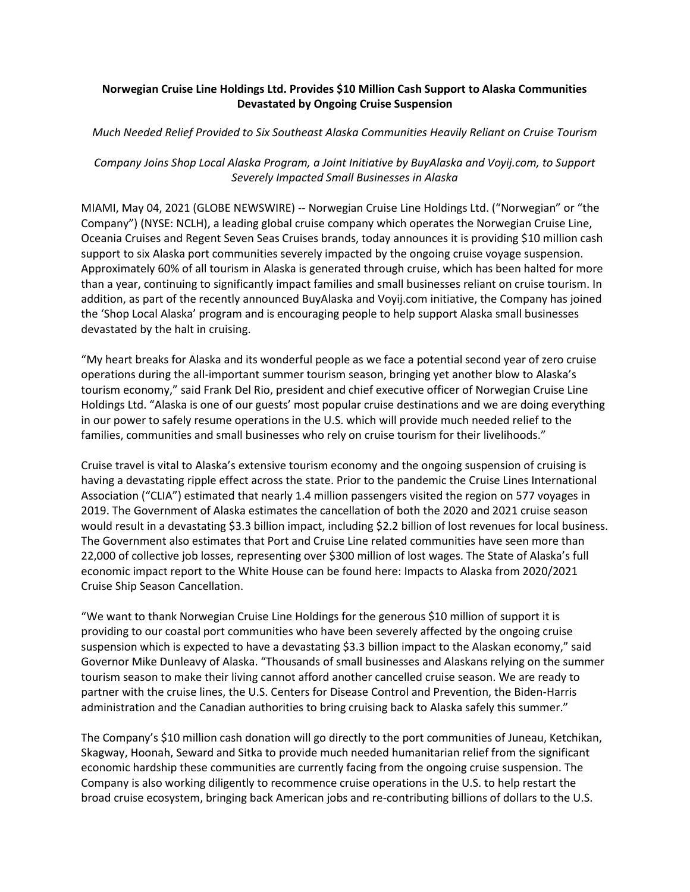# Norwegian Cruise Line Holdings Ltd. Provides $10 Million Cash Support to Alaska Communities Devastated by Ongoing Cruise Suspension

*Much Needed Relief Provided to Six Southeast Alaska Communities Heavily Reliant on Cruise Tourism*

*Company Joins Shop Local Alaska Program, a Joint Initiative by BuyAlaska and Voyij.com, to Support Severely Impacted Small Businesses in Alaska*

MIAMI, May 04, 2021 (GLOBE NEWSWIRE) -- Norwegian Cruise Line Holdings Ltd. ("Norwegian" or "the Company") (NYSE: NCLH), a leading global cruise company which operates the Norwegian Cruise Line, Oceania Cruises and Regent Seven Seas Cruises brands, today announces it is providing $10 million cash support to six Alaska port communities severely impacted by the ongoing cruise voyage suspension. Approximately 60% of all tourism in Alaska is generated through cruise, which has been halted for more than a year, continuing to significantly impact families and small businesses reliant on cruise tourism. In addition, as part of the recently announced BuyAlaska and Voyij.com initiative, the Company has joined the 'Shop Local Alaska' program and is encouraging people to help support Alaska small businesses devastated by the halt in cruising.

"My heart breaks for Alaska and its wonderful people as we face a potential second year of zero cruise operations during the all-important summer tourism season, bringing yet another blow to Alaska's tourism economy," said Frank Del Rio, president and chief executive officer of Norwegian Cruise Line Holdings Ltd. "Alaska is one of our guests' most popular cruise destinations and we are doing everything in our power to safely resume operations in the U.S. which will provide much needed relief to the families, communities and small businesses who rely on cruise tourism for their livelihoods."

Cruise travel is vital to Alaska's extensive tourism economy and the ongoing suspension of cruising is having a devastating ripple effect across the state. Prior to the pandemic the Cruise Lines International Association ("CLIA") estimated that nearly 1.4 million passengers visited the region on 577 voyages in 2019. The Government of Alaska estimates the cancellation of both the 2020 and 2021 cruise season would result in a devastating $3.3 billion impact, including $2.2 billion of lost revenues for local business. The Government also estimates that Port and Cruise Line related communities have seen more than 22,000 of collective job losses, representing over $300 million of lost wages. The State of Alaska's full economic impact report to the White House can be found here: Impacts to Alaska from 2020/2021 Cruise Ship Season Cancellation.

"We want to thank Norwegian Cruise Line Holdings for the generous $10 million of support it is providing to our coastal port communities who have been severely affected by the ongoing cruise suspension which is expected to have a devastating $3.3 billion impact to the Alaskan economy," said Governor Mike Dunleavy of Alaska. "Thousands of small businesses and Alaskans relying on the summer tourism season to make their living cannot afford another cancelled cruise season. We are ready to partner with the cruise lines, the U.S. Centers for Disease Control and Prevention, the Biden-Harris administration and the Canadian authorities to bring cruising back to Alaska safely this summer."

The Company's $10 million cash donation will go directly to the port communities of Juneau, Ketchikan, Skagway, Hoonah, Seward and Sitka to provide much needed humanitarian relief from the significant economic hardship these communities are currently facing from the ongoing cruise suspension. The Company is also working diligently to recommence cruise operations in the U.S. to help restart the broad cruise ecosystem, bringing back American jobs and re-contributing billions of dollars to the U.S.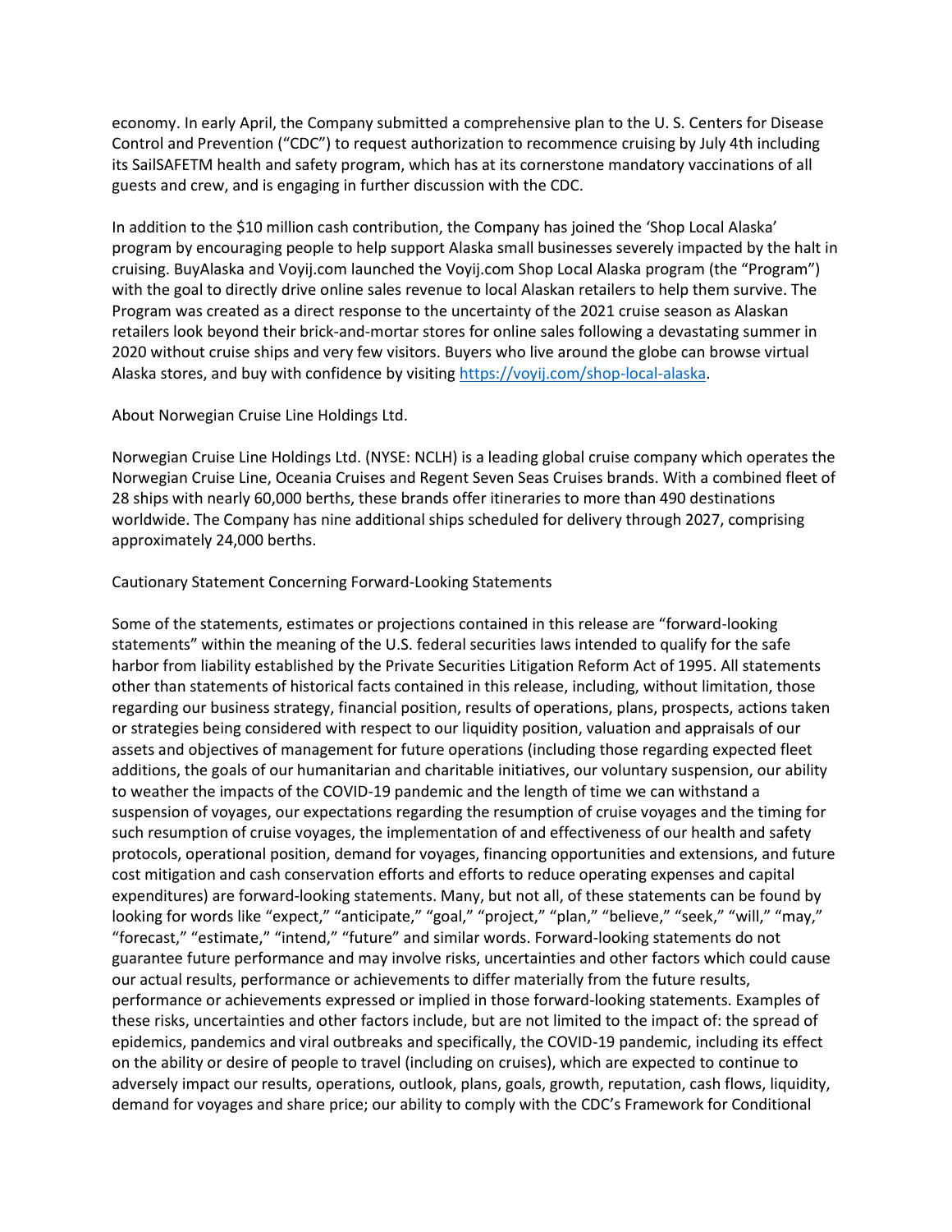economy. In early April, the Company submitted a comprehensive plan to the U. S. Centers for Disease Control and Prevention ("CDC") to request authorization to recommence cruising by July 4th including its SailSAFETM health and safety program, which has at its cornerstone mandatory vaccinations of all guests and crew, and is engaging in further discussion with the CDC.

In addition to the $10 million cash contribution, the Company has joined the 'Shop Local Alaska' program by encouraging people to help support Alaska small businesses severely impacted by the halt in cruising. BuyAlaska and Voyij.com launched the Voyij.com Shop Local Alaska program (the "Program") with the goal to directly drive online sales revenue to local Alaskan retailers to help them survive. The Program was created as a direct response to the uncertainty of the 2021 cruise season as Alaskan retailers look beyond their brick-and-mortar stores for online sales following a devastating summer in 2020 without cruise ships and very few visitors. Buyers who live around the globe can browse virtual Alaska stores, and buy with confidence by visiting [https://voyij.com/shop-local-alaska](https://voyij.com/shop-local-alaska).

## About Norwegian Cruise Line Holdings Ltd.

Norwegian Cruise Line Holdings Ltd. (NYSE: NCLH) is a leading global cruise company which operates the Norwegian Cruise Line, Oceania Cruises and Regent Seven Seas Cruises brands. With a combined fleet of 28 ships with nearly 60,000 berths, these brands offer itineraries to more than 490 destinations worldwide. The Company has nine additional ships scheduled for delivery through 2027, comprising approximately 24,000 berths.

## Cautionary Statement Concerning Forward-Looking Statements

Some of the statements, estimates or projections contained in this release are "forward-looking statements" within the meaning of the U.S. federal securities laws intended to qualify for the safe harbor from liability established by the Private Securities Litigation Reform Act of 1995. All statements other than statements of historical facts contained in this release, including, without limitation, those regarding our business strategy, financial position, results of operations, plans, prospects, actions taken or strategies being considered with respect to our liquidity position, valuation and appraisals of our assets and objectives of management for future operations (including those regarding expected fleet additions, the goals of our humanitarian and charitable initiatives, our voluntary suspension, our ability to weather the impacts of the COVID-19 pandemic and the length of time we can withstand a suspension of voyages, our expectations regarding the resumption of cruise voyages and the timing for such resumption of cruise voyages, the implementation of and effectiveness of our health and safety protocols, operational position, demand for voyages, financing opportunities and extensions, and future cost mitigation and cash conservation efforts and efforts to reduce operating expenses and capital expenditures) are forward-looking statements. Many, but not all, of these statements can be found by looking for words like "expect," "anticipate," "goal," "project," "plan," "believe," "seek," "will," "may," "forecast," "estimate," "intend," "future" and similar words. Forward-looking statements do not guarantee future performance and may involve risks, uncertainties and other factors which could cause our actual results, performance or achievements to differ materially from the future results, performance or achievements expressed or implied in those forward-looking statements. Examples of these risks, uncertainties and other factors include, but are not limited to the impact of: the spread of epidemics, pandemics and viral outbreaks and specifically, the COVID-19 pandemic, including its effect on the ability or desire of people to travel (including on cruises), which are expected to continue to adversely impact our results, operations, outlook, plans, goals, growth, reputation, cash flows, liquidity, demand for voyages and share price; our ability to comply with the CDC's Framework for Conditional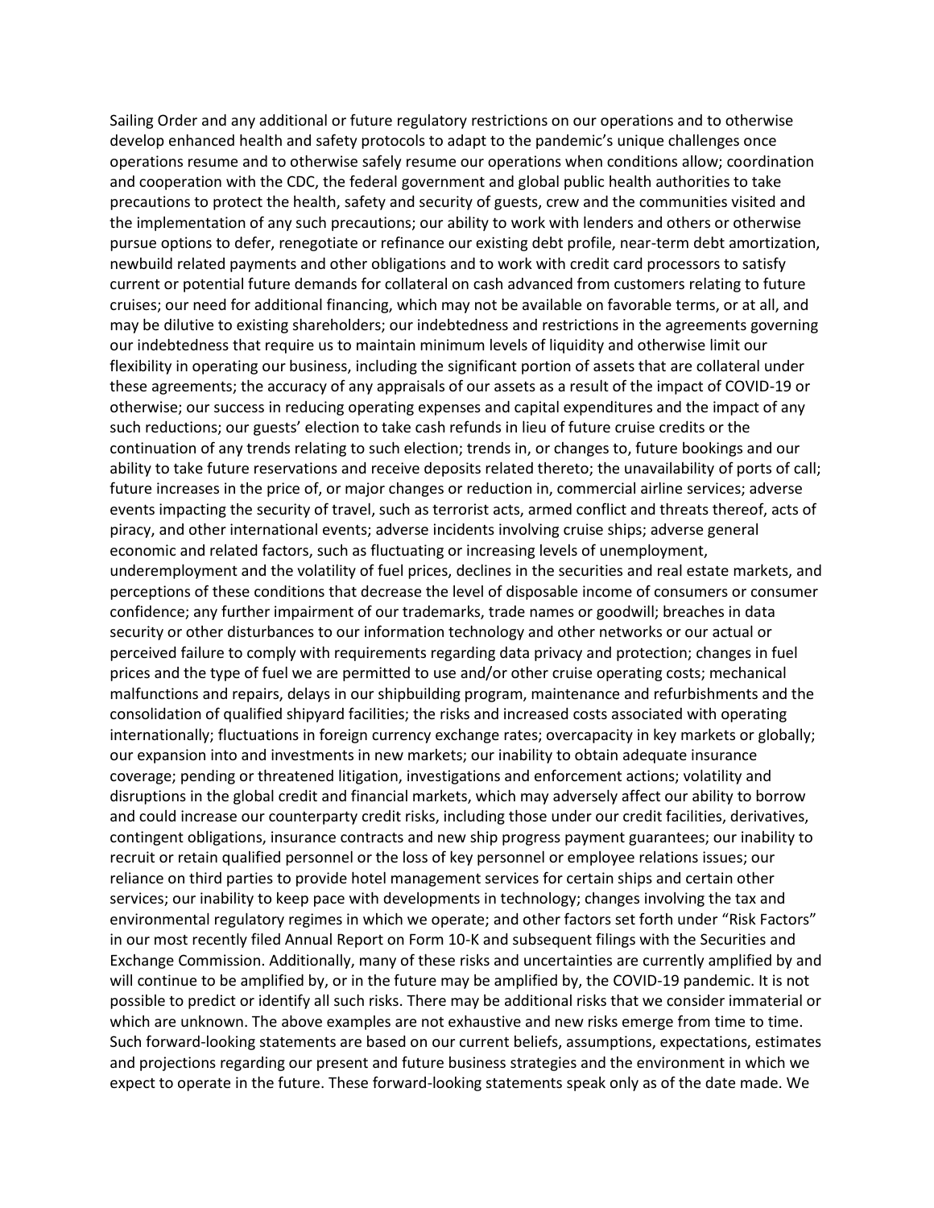Sailing Order and any additional or future regulatory restrictions on our operations and to otherwise develop enhanced health and safety protocols to adapt to the pandemic's unique challenges once operations resume and to otherwise safely resume our operations when conditions allow; coordination and cooperation with the CDC, the federal government and global public health authorities to take precautions to protect the health, safety and security of guests, crew and the communities visited and the implementation of any such precautions; our ability to work with lenders and others or otherwise pursue options to defer, renegotiate or refinance our existing debt profile, near-term debt amortization, newbuild related payments and other obligations and to work with credit card processors to satisfy current or potential future demands for collateral on cash advanced from customers relating to future cruises; our need for additional financing, which may not be available on favorable terms, or at all, and may be dilutive to existing shareholders; our indebtedness and restrictions in the agreements governing our indebtedness that require us to maintain minimum levels of liquidity and otherwise limit our flexibility in operating our business, including the significant portion of assets that are collateral under these agreements; the accuracy of any appraisals of our assets as a result of the impact of COVID-19 or otherwise; our success in reducing operating expenses and capital expenditures and the impact of any such reductions; our guests' election to take cash refunds in lieu of future cruise credits or the continuation of any trends relating to such election; trends in, or changes to, future bookings and our ability to take future reservations and receive deposits related thereto; the unavailability of ports of call; future increases in the price of, or major changes or reduction in, commercial airline services; adverse events impacting the security of travel, such as terrorist acts, armed conflict and threats thereof, acts of piracy, and other international events; adverse incidents involving cruise ships; adverse general economic and related factors, such as fluctuating or increasing levels of unemployment, underemployment and the volatility of fuel prices, declines in the securities and real estate markets, and perceptions of these conditions that decrease the level of disposable income of consumers or consumer confidence; any further impairment of our trademarks, trade names or goodwill; breaches in data security or other disturbances to our information technology and other networks or our actual or perceived failure to comply with requirements regarding data privacy and protection; changes in fuel prices and the type of fuel we are permitted to use and/or other cruise operating costs; mechanical malfunctions and repairs, delays in our shipbuilding program, maintenance and refurbishments and the consolidation of qualified shipyard facilities; the risks and increased costs associated with operating internationally; fluctuations in foreign currency exchange rates; overcapacity in key markets or globally; our expansion into and investments in new markets; our inability to obtain adequate insurance coverage; pending or threatened litigation, investigations and enforcement actions; volatility and disruptions in the global credit and financial markets, which may adversely affect our ability to borrow and could increase our counterparty credit risks, including those under our credit facilities, derivatives, contingent obligations, insurance contracts and new ship progress payment guarantees; our inability to recruit or retain qualified personnel or the loss of key personnel or employee relations issues; our reliance on third parties to provide hotel management services for certain ships and certain other services; our inability to keep pace with developments in technology; changes involving the tax and environmental regulatory regimes in which we operate; and other factors set forth under "Risk Factors" in our most recently filed Annual Report on Form 10-K and subsequent filings with the Securities and Exchange Commission. Additionally, many of these risks and uncertainties are currently amplified by and will continue to be amplified by, or in the future may be amplified by, the COVID-19 pandemic. It is not possible to predict or identify all such risks. There may be additional risks that we consider immaterial or which are unknown. The above examples are not exhaustive and new risks emerge from time to time. Such forward-looking statements are based on our current beliefs, assumptions, expectations, estimates and projections regarding our present and future business strategies and the environment in which we expect to operate in the future. These forward-looking statements speak only as of the date made. We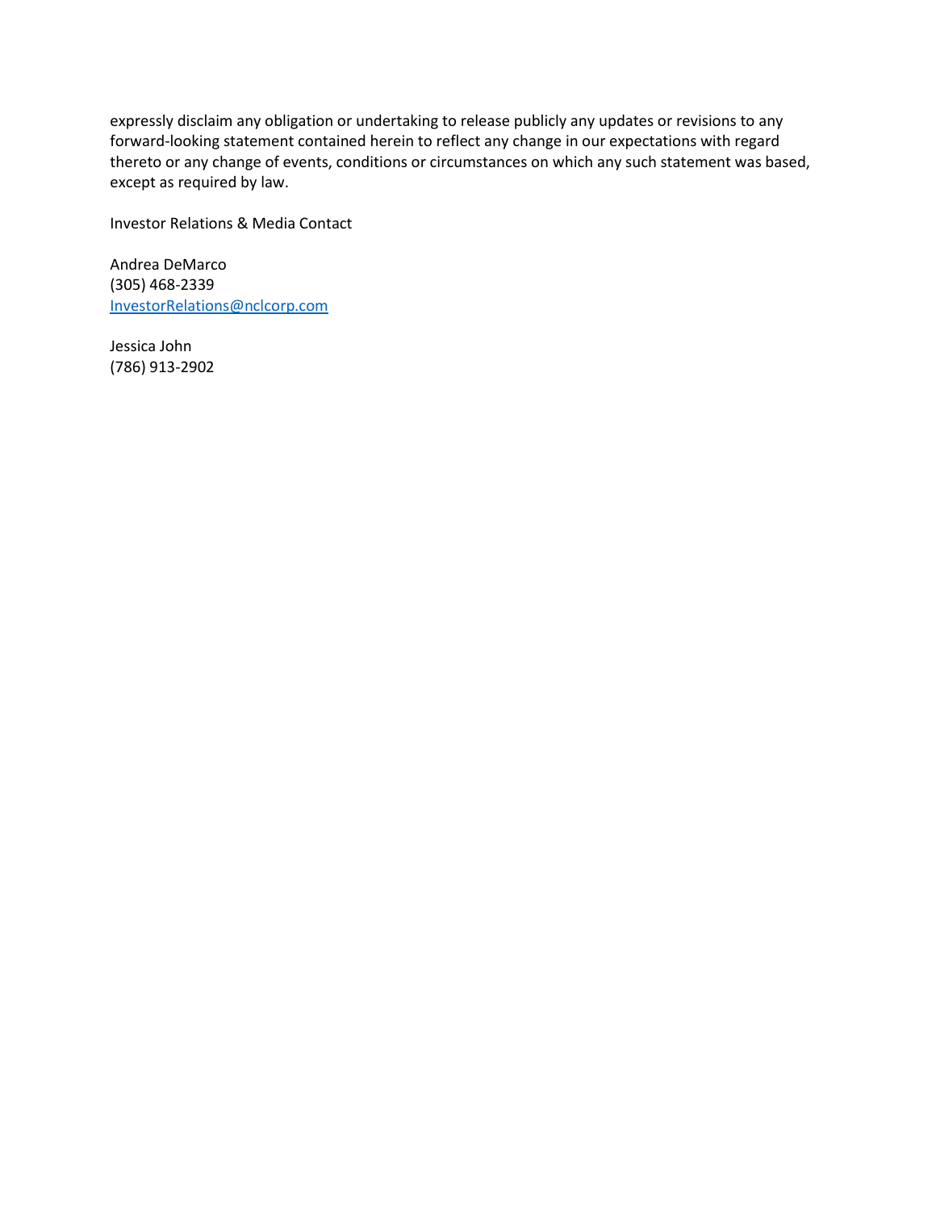expressly disclaim any obligation or undertaking to release publicly any updates or revisions to any forward-looking statement contained herein to reflect any change in our expectations with regard thereto or any change of events, conditions or circumstances on which any such statement was based, except as required by law.

Investor Relations & Media Contact

Andrea DeMarco
(305) 468-2339
InvestorRelations@nclcorp.com

Jessica John
(786) 913-2902